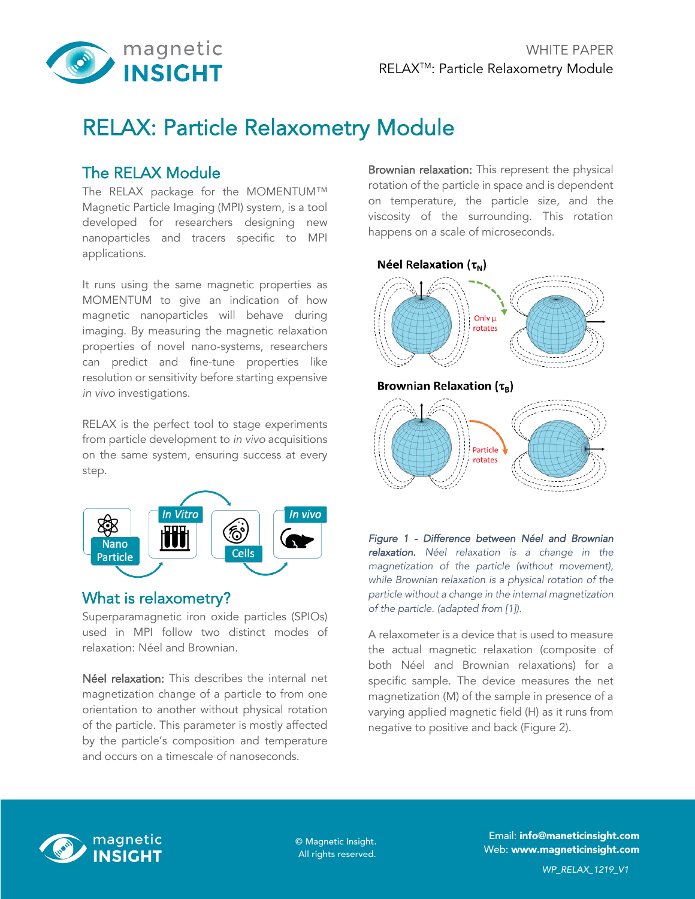# RELAX: Particle Relaxometry Module

## The RELAX Module

The RELAX package for the MOMENTUM™ Magnetic Particle Imaging (MPI) system, is a tool developed for researchers designing new nanoparticles and tracers specific to MPI applications.

It runs using the same magnetic properties as MOMENTUM to give an indication of how magnetic nanoparticles will behave during imaging. By measuring the magnetic relaxation properties of novel nano-systems, researchers can predict and fine-tune properties like resolution or sensitivity before starting expensive *in vivo* investigations.

RELAX is the perfect tool to stage experiments from particle development to *in vivo* acquisitions on the same system, ensuring success at every step.

Nano Particle → *In Vitro* → Cells → *In vivo*

## What is relaxometry?

Superparamagnetic iron oxide particles (SPIOs) used in MPI follow two distinct modes of relaxation: Néel and Brownian.

**Néel relaxation:** This describes the internal net magnetization change of a particle to from one orientation to another without physical rotation of the particle. This parameter is mostly affected by the particle's composition and temperature and occurs on a timescale of nanoseconds.

**Brownian relaxation:** This represent the physical rotation of the particle in space and is dependent on temperature, the particle size, and the viscosity of the surrounding. This rotation happens on a scale of microseconds.

**Néel Relaxation ($\tau_N$)**

Only μ rotates

**Brownian Relaxation ($\tau_B$)**

Particle rotates

*Figure 1 - Difference between Néel and Brownian relaxation. Néel relaxation is a change in the magnetization of the particle (without movement), while Brownian relaxation is a physical rotation of the particle without a change in the internal magnetization of the particle. (adapted from [1]).*

A relaxometer is a device that is used to measure the actual magnetic relaxation (composite of both Néel and Brownian relaxations) for a specific sample. The device measures the net magnetization (M) of the sample in presence of a varying applied magnetic field (H) as it runs from negative to positive and back (Figure 2).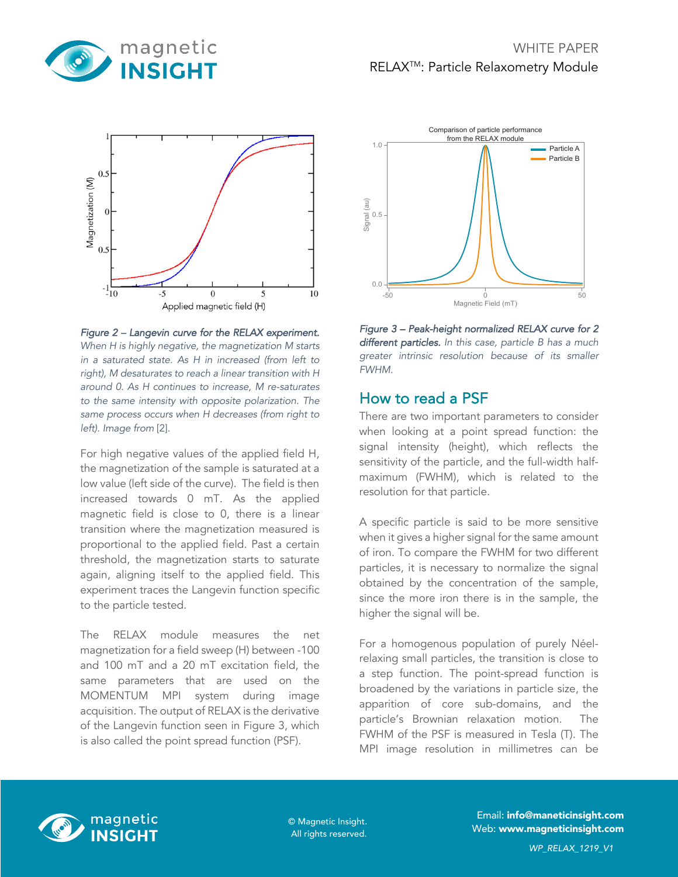*Figure 2 – Langevin curve for the RELAX experiment.* *When H is highly negative, the magnetization M starts in a saturated state. As H in increased (from left to right), M desaturates to reach a linear transition with H around 0. As H continues to increase, M re-saturates to the same intensity with opposite polarization. The same process occurs when H decreases (from right to left). Image from* [2].

For high negative values of the applied field H, the magnetization of the sample is saturated at a low value (left side of the curve). The field is then increased towards 0 mT. As the applied magnetic field is close to 0, there is a linear transition where the magnetization measured is proportional to the applied field. Past a certain threshold, the magnetization starts to saturate again, aligning itself to the applied field. This experiment traces the Langevin function specific to the particle tested.

The RELAX module measures the net magnetization for a field sweep (H) between -100 and 100 mT and a 20 mT excitation field, the same parameters that are used on the MOMENTUM MPI system during image acquisition. The output of RELAX is the derivative of the Langevin function seen in Figure 3, which is also called the point spread function (PSF).

*Figure 3 – Peak-height normalized RELAX curve for 2 different particles.* *In this case, particle B has a much greater intrinsic resolution because of its smaller FWHM.*

## How to read a PSF

There are two important parameters to consider when looking at a point spread function: the signal intensity (height), which reflects the sensitivity of the particle, and the full-width half-maximum (FWHM), which is related to the resolution for that particle.

A specific particle is said to be more sensitive when it gives a higher signal for the same amount of iron. To compare the FWHM for two different particles, it is necessary to normalize the signal obtained by the concentration of the sample, since the more iron there is in the sample, the higher the signal will be.

For a homogenous population of purely Néel-relaxing small particles, the transition is close to a step function. The point-spread function is broadened by the variations in particle size, the apparition of core sub-domains, and the particle's Brownian relaxation motion. The FWHM of the PSF is measured in Tesla (T). The MPI image resolution in millimetres can be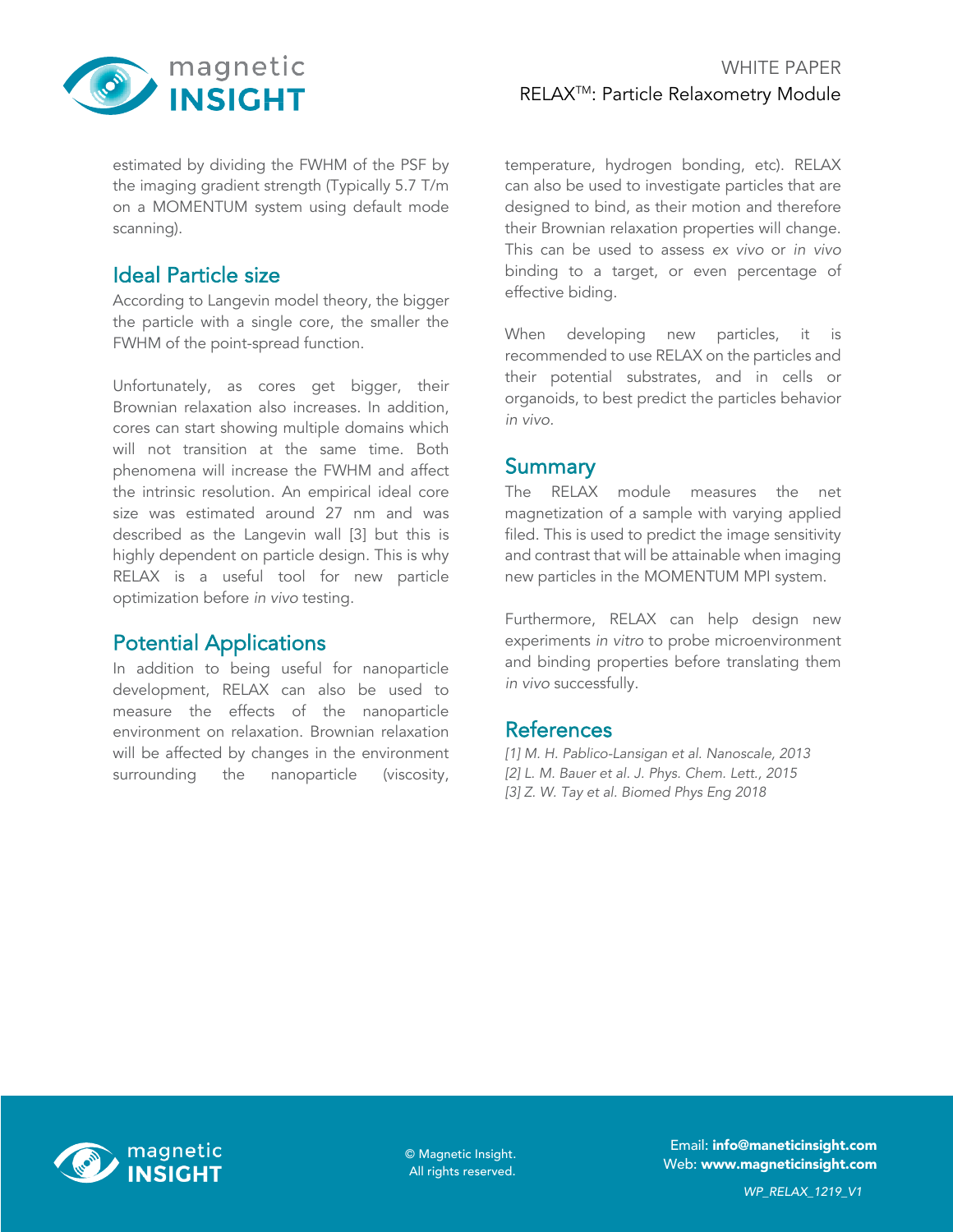estimated by dividing the FWHM of the PSF by the imaging gradient strength (Typically 5.7 T/m on a MOMENTUM system using default mode scanning).

## Ideal Particle size

According to Langevin model theory, the bigger the particle with a single core, the smaller the FWHM of the point-spread function.

Unfortunately, as cores get bigger, their Brownian relaxation also increases. In addition, cores can start showing multiple domains which will not transition at the same time. Both phenomena will increase the FWHM and affect the intrinsic resolution. An empirical ideal core size was estimated around 27 nm and was described as the Langevin wall [3] but this is highly dependent on particle design. This is why RELAX is a useful tool for new particle optimization before *in vivo* testing.

## Potential Applications

In addition to being useful for nanoparticle development, RELAX can also be used to measure the effects of the nanoparticle environment on relaxation. Brownian relaxation will be affected by changes in the environment surrounding the nanoparticle (viscosity, temperature, hydrogen bonding, etc). RELAX can also be used to investigate particles that are designed to bind, as their motion and therefore their Brownian relaxation properties will change. This can be used to assess *ex vivo* or *in vivo* binding to a target, or even percentage of effective biding.

When developing new particles, it is recommended to use RELAX on the particles and their potential substrates, and in cells or organoids, to best predict the particles behavior *in vivo*.

## Summary

The RELAX module measures the net magnetization of a sample with varying applied filed. This is used to predict the image sensitivity and contrast that will be attainable when imaging new particles in the MOMENTUM MPI system.

Furthermore, RELAX can help design new experiments *in vitro* to probe microenvironment and binding properties before translating them *in vivo* successfully.

## References

*[1] M. H. Pablico-Lansigan et al. Nanoscale, 2013*
*[2] L. M. Bauer et al. J. Phys. Chem. Lett., 2015*
*[3] Z. W. Tay et al. Biomed Phys Eng 2018*